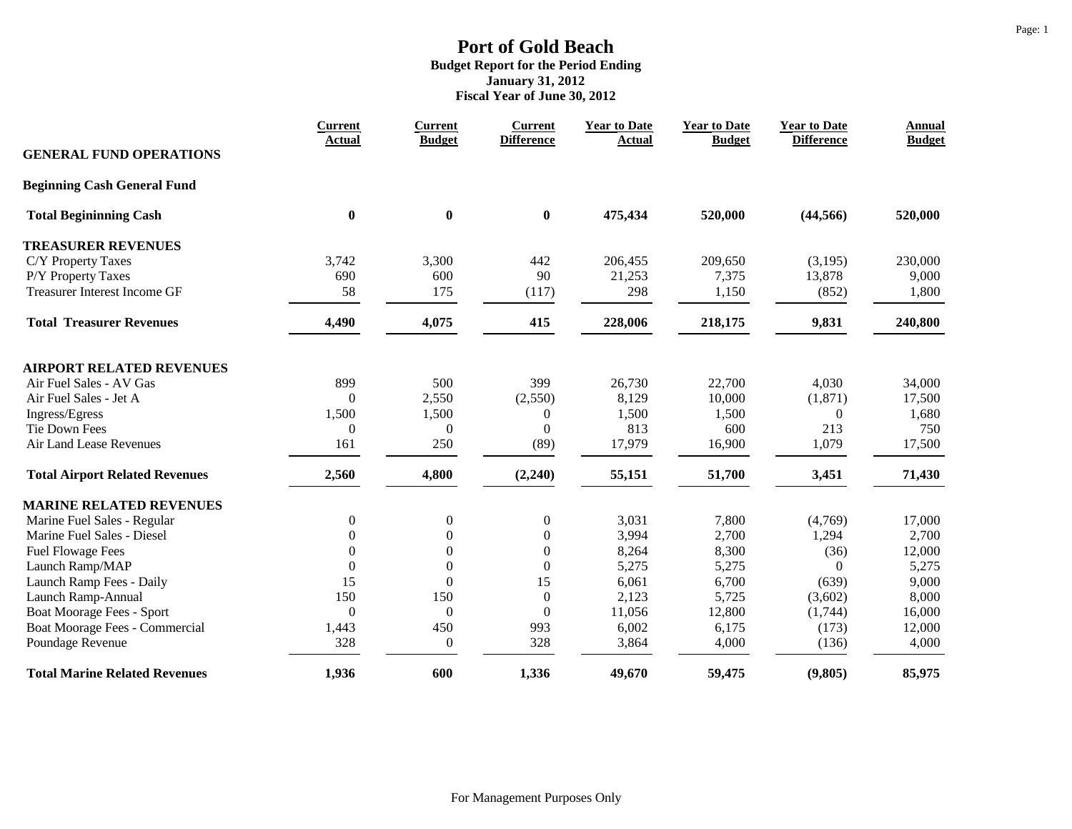# Port of Gold Beach

**Budget Report for the Period Ending**
**January 31, 2012**
**Fiscal Year of June 30, 2012**

| GENERAL FUND OPERATIONS | Current Actual | Current Budget | Current Difference | Year to Date Actual | Year to Date Budget | Year to Date Difference | Annual Budget |
|---|---|---|---|---|---|---|---|
| **Beginning Cash General Fund** | | | | | | | |
| **Total Begininning Cash** | **0** | **0** | **0** | **475,434** | **520,000** | **(44,566)** | **520,000** |
| **TREASURER REVENUES** | | | | | | | |
| C/Y Property Taxes | 3,742 | 3,300 | 442 | 206,455 | 209,650 | (3,195) | 230,000 |
| P/Y Property Taxes | 690 | 600 | 90 | 21,253 | 7,375 | 13,878 | 9,000 |
| Treasurer Interest Income GF | 58 | 175 | (117) | 298 | 1,150 | (852) | 1,800 |
| **Total Treasurer Revenues** | **4,490** | **4,075** | **415** | **228,006** | **218,175** | **9,831** | **240,800** |
| **AIRPORT RELATED REVENUES** | | | | | | | |
| Air Fuel Sales - AV Gas | 899 | 500 | 399 | 26,730 | 22,700 | 4,030 | 34,000 |
| Air Fuel Sales - Jet A | 0 | 2,550 | (2,550) | 8,129 | 10,000 | (1,871) | 17,500 |
| Ingress/Egress | 1,500 | 1,500 | 0 | 1,500 | 1,500 | 0 | 1,680 |
| Tie Down Fees | 0 | 0 | 0 | 813 | 600 | 213 | 750 |
| Air Land Lease Revenues | 161 | 250 | (89) | 17,979 | 16,900 | 1,079 | 17,500 |
| **Total Airport Related Revenues** | **2,560** | **4,800** | **(2,240)** | **55,151** | **51,700** | **3,451** | **71,430** |
| **MARINE RELATED REVENUES** | | | | | | | |
| Marine Fuel Sales - Regular | 0 | 0 | 0 | 3,031 | 7,800 | (4,769) | 17,000 |
| Marine Fuel Sales - Diesel | 0 | 0 | 0 | 3,994 | 2,700 | 1,294 | 2,700 |
| Fuel Flowage Fees | 0 | 0 | 0 | 8,264 | 8,300 | (36) | 12,000 |
| Launch Ramp/MAP | 0 | 0 | 0 | 5,275 | 5,275 | 0 | 5,275 |
| Launch Ramp Fees - Daily | 15 | 0 | 15 | 6,061 | 6,700 | (639) | 9,000 |
| Launch Ramp-Annual | 150 | 150 | 0 | 2,123 | 5,725 | (3,602) | 8,000 |
| Boat Moorage Fees - Sport | 0 | 0 | 0 | 11,056 | 12,800 | (1,744) | 16,000 |
| Boat Moorage Fees - Commercial | 1,443 | 450 | 993 | 6,002 | 6,175 | (173) | 12,000 |
| Poundage Revenue | 328 | 0 | 328 | 3,864 | 4,000 | (136) | 4,000 |
| **Total Marine Related Revenues** | **1,936** | **600** | **1,336** | **49,670** | **59,475** | **(9,805)** | **85,975** |

For Management Purposes Only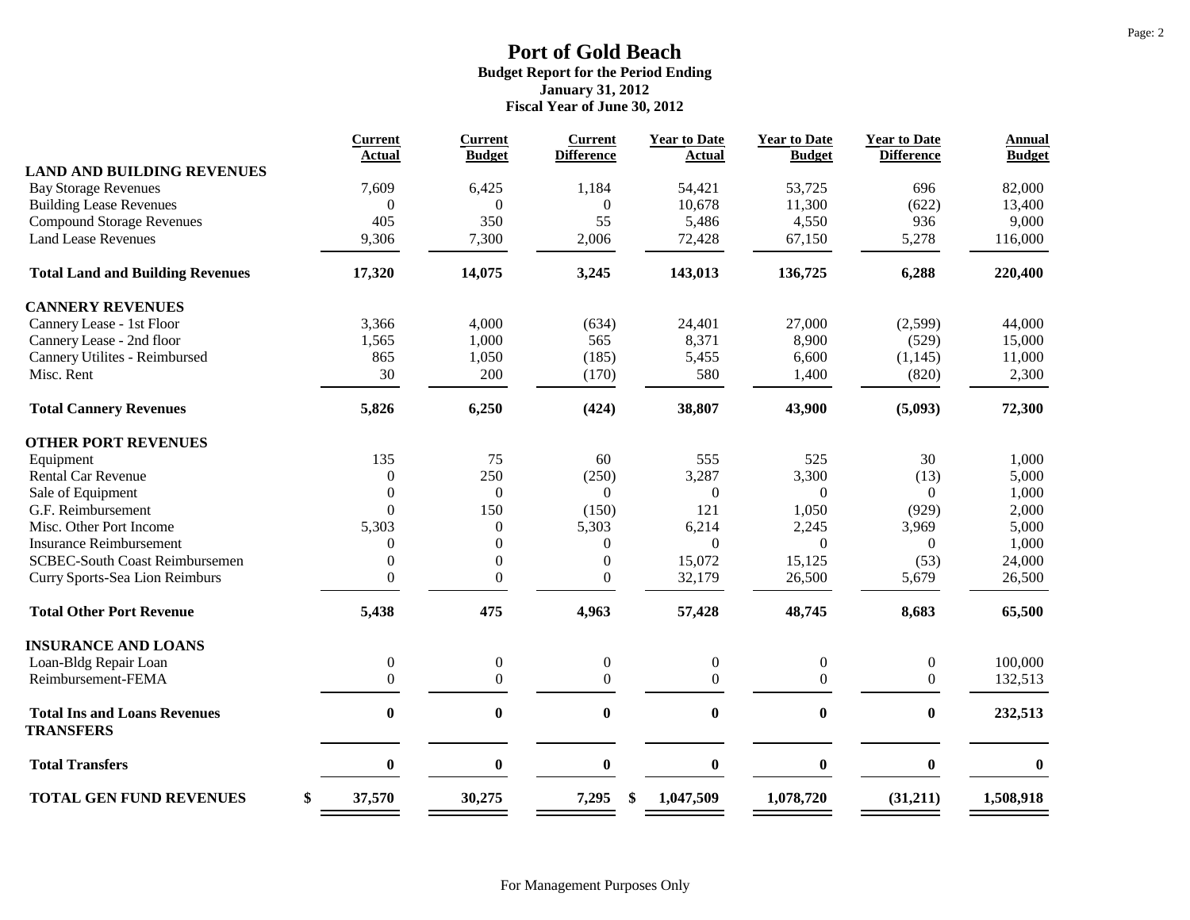# Port of Gold Beach

**Budget Report for the Period Ending**
**January 31, 2012**
**Fiscal Year of June 30, 2012**

| | Current Actual | Current Budget | Current Difference | Year to Date Actual | Year to Date Budget | Year to Date Difference | Annual Budget |
|---|---|---|---|---|---|---|---|
| **LAND AND BUILDING REVENUES** | | | | | | | |
| Bay Storage Revenues | 7,609 | 6,425 | 1,184 | 54,421 | 53,725 | 696 | 82,000 |
| Building Lease Revenues | 0 | 0 | 0 | 10,678 | 11,300 | (622) | 13,400 |
| Compound Storage Revenues | 405 | 350 | 55 | 5,486 | 4,550 | 936 | 9,000 |
| Land Lease Revenues | 9,306 | 7,300 | 2,006 | 72,428 | 67,150 | 5,278 | 116,000 |
| **Total Land and Building Revenues** | **17,320** | **14,075** | **3,245** | **143,013** | **136,725** | **6,288** | **220,400** |
| **CANNERY REVENUES** | | | | | | | |
| Cannery Lease - 1st Floor | 3,366 | 4,000 | (634) | 24,401 | 27,000 | (2,599) | 44,000 |
| Cannery Lease - 2nd floor | 1,565 | 1,000 | 565 | 8,371 | 8,900 | (529) | 15,000 |
| Cannery Utilites - Reimbursed | 865 | 1,050 | (185) | 5,455 | 6,600 | (1,145) | 11,000 |
| Misc. Rent | 30 | 200 | (170) | 580 | 1,400 | (820) | 2,300 |
| **Total Cannery Revenues** | **5,826** | **6,250** | **(424)** | **38,807** | **43,900** | **(5,093)** | **72,300** |
| **OTHER PORT REVENUES** | | | | | | | |
| Equipment | 135 | 75 | 60 | 555 | 525 | 30 | 1,000 |
| Rental Car Revenue | 0 | 250 | (250) | 3,287 | 3,300 | (13) | 5,000 |
| Sale of Equipment | 0 | 0 | 0 | 0 | 0 | 0 | 1,000 |
| G.F. Reimbursement | 0 | 150 | (150) | 121 | 1,050 | (929) | 2,000 |
| Misc. Other Port Income | 5,303 | 0 | 5,303 | 6,214 | 2,245 | 3,969 | 5,000 |
| Insurance Reimbursement | 0 | 0 | 0 | 0 | 0 | 0 | 1,000 |
| SCBEC-South Coast Reimbursemen | 0 | 0 | 0 | 15,072 | 15,125 | (53) | 24,000 |
| Curry Sports-Sea Lion Reimburs | 0 | 0 | 0 | 32,179 | 26,500 | 5,679 | 26,500 |
| **Total Other Port Revenue** | **5,438** | **475** | **4,963** | **57,428** | **48,745** | **8,683** | **65,500** |
| **INSURANCE AND LOANS** | | | | | | | |
| Loan-Bldg Repair Loan | 0 | 0 | 0 | 0 | 0 | 0 | 100,000 |
| Reimbursement-FEMA | 0 | 0 | 0 | 0 | 0 | 0 | 132,513 |
| **Total Ins and Loans Revenues** | **0** | **0** | **0** | **0** | **0** | **0** | **232,513** |
| **TRANSFERS** | | | | | | | |
| **Total Transfers** | **0** | **0** | **0** | **0** | **0** | **0** | **0** |
| **TOTAL GEN FUND REVENUES** | **$ 37,570** | **30,275** | **7,295** | **$ 1,047,509** | **1,078,720** | **(31,211)** | **1,508,918** |

For Management Purposes Only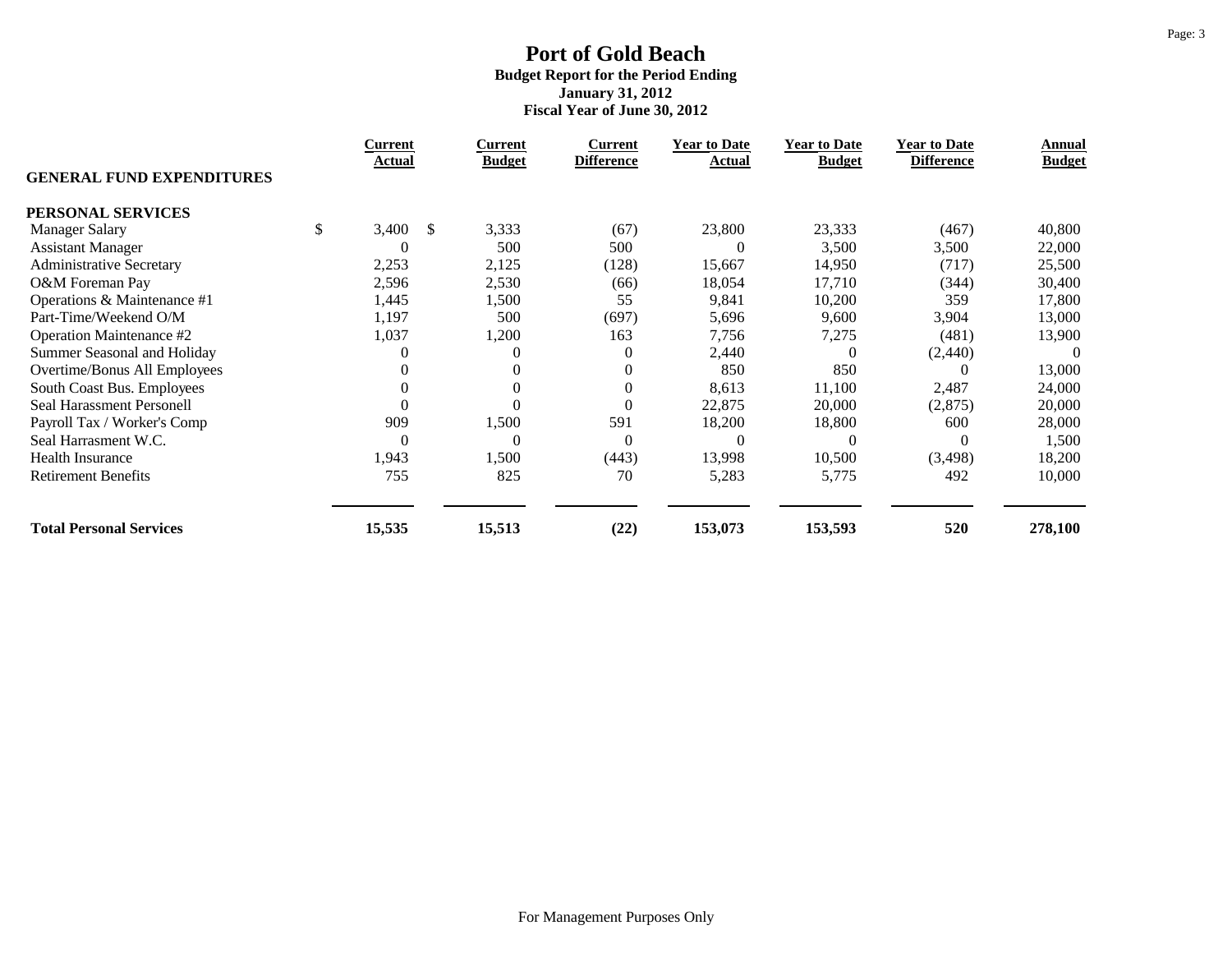# Port of Gold Beach

**Budget Report for the Period Ending**
**January 31, 2012**
**Fiscal Year of June 30, 2012**

| GENERAL FUND EXPENDITURES | Current Actual | Current Budget | Current Difference | Year to Date Actual | Year to Date Budget | Year to Date Difference | Annual Budget |
|---|---|---|---|---|---|---|---|
| **PERSONAL SERVICES** | | | | | | | |
| Manager Salary | $ 3,400 | $ 3,333 | (67) | 23,800 | 23,333 | (467) | 40,800 |
| Assistant Manager | 0 | 500 | 500 | 0 | 3,500 | 3,500 | 22,000 |
| Administrative Secretary | 2,253 | 2,125 | (128) | 15,667 | 14,950 | (717) | 25,500 |
| O&M Foreman Pay | 2,596 | 2,530 | (66) | 18,054 | 17,710 | (344) | 30,400 |
| Operations & Maintenance #1 | 1,445 | 1,500 | 55 | 9,841 | 10,200 | 359 | 17,800 |
| Part-Time/Weekend O/M | 1,197 | 500 | (697) | 5,696 | 9,600 | 3,904 | 13,000 |
| Operation Maintenance #2 | 1,037 | 1,200 | 163 | 7,756 | 7,275 | (481) | 13,900 |
| Summer Seasonal and Holiday | 0 | 0 | 0 | 2,440 | 0 | (2,440) | 0 |
| Overtime/Bonus All Employees | 0 | 0 | 0 | 850 | 850 | 0 | 13,000 |
| South Coast Bus. Employees | 0 | 0 | 0 | 8,613 | 11,100 | 2,487 | 24,000 |
| Seal Harassment Personell | 0 | 0 | 0 | 22,875 | 20,000 | (2,875) | 20,000 |
| Payroll Tax / Worker's Comp | 909 | 1,500 | 591 | 18,200 | 18,800 | 600 | 28,000 |
| Seal Harrasment W.C. | 0 | 0 | 0 | 0 | 0 | 0 | 1,500 |
| Health Insurance | 1,943 | 1,500 | (443) | 13,998 | 10,500 | (3,498) | 18,200 |
| Retirement Benefits | 755 | 825 | 70 | 5,283 | 5,775 | 492 | 10,000 |
| **Total Personal Services** | **15,535** | **15,513** | **(22)** | **153,073** | **153,593** | **520** | **278,100** |

For Management Purposes Only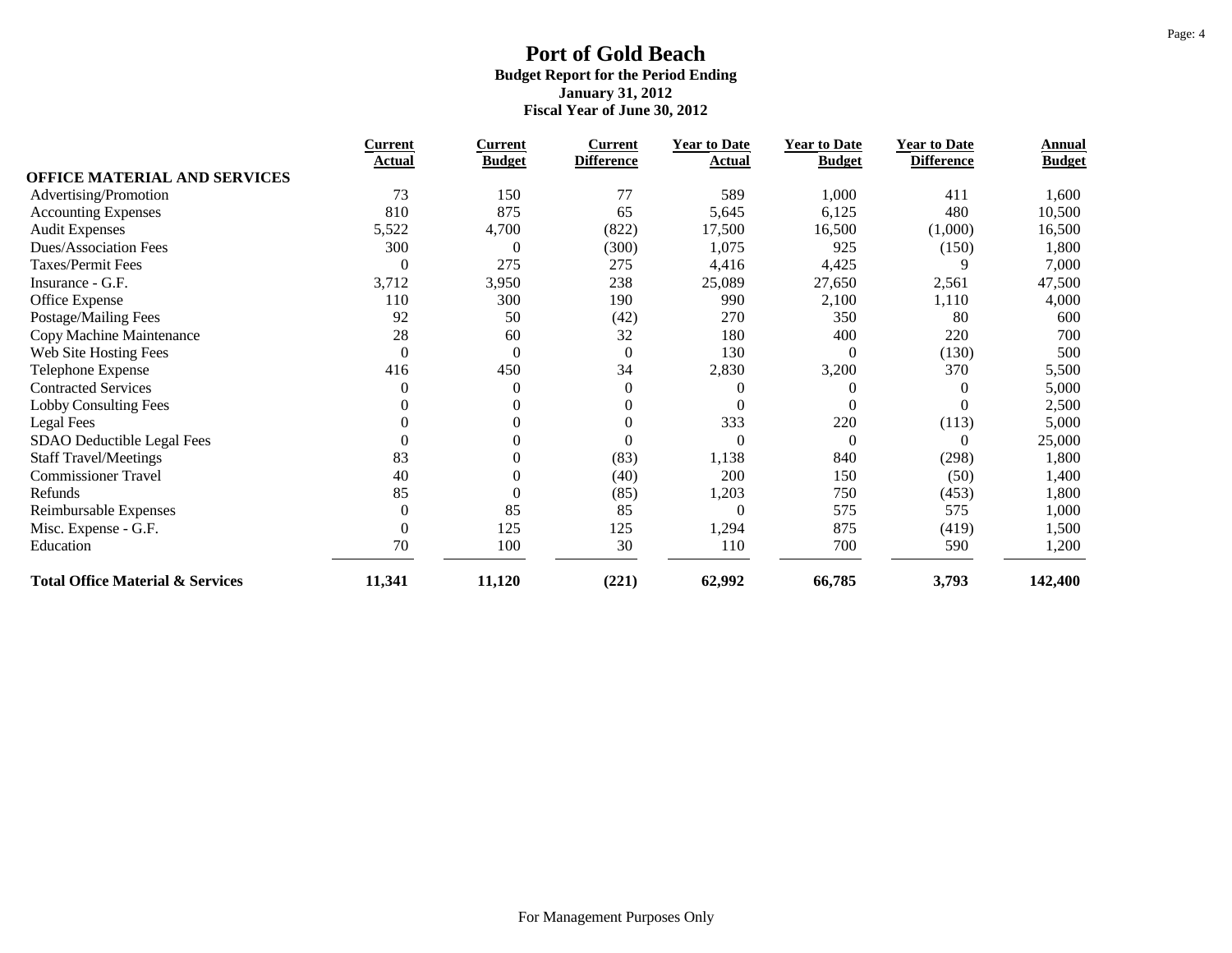# Port of Gold Beach

**Budget Report for the Period Ending**
**January 31, 2012**
**Fiscal Year of June 30, 2012**

| | Current Actual | Current Budget | Current Difference | Year to Date Actual | Year to Date Budget | Year to Date Difference | Annual Budget |
|---|---|---|---|---|---|---|---|
| **OFFICE MATERIAL AND SERVICES** | | | | | | | |
| Advertising/Promotion | 73 | 150 | 77 | 589 | 1,000 | 411 | 1,600 |
| Accounting Expenses | 810 | 875 | 65 | 5,645 | 6,125 | 480 | 10,500 |
| Audit Expenses | 5,522 | 4,700 | (822) | 17,500 | 16,500 | (1,000) | 16,500 |
| Dues/Association Fees | 300 | 0 | (300) | 1,075 | 925 | (150) | 1,800 |
| Taxes/Permit Fees | 0 | 275 | 275 | 4,416 | 4,425 | 9 | 7,000 |
| Insurance - G.F. | 3,712 | 3,950 | 238 | 25,089 | 27,650 | 2,561 | 47,500 |
| Office Expense | 110 | 300 | 190 | 990 | 2,100 | 1,110 | 4,000 |
| Postage/Mailing Fees | 92 | 50 | (42) | 270 | 350 | 80 | 600 |
| Copy Machine Maintenance | 28 | 60 | 32 | 180 | 400 | 220 | 700 |
| Web Site Hosting Fees | 0 | 0 | 0 | 130 | 0 | (130) | 500 |
| Telephone Expense | 416 | 450 | 34 | 2,830 | 3,200 | 370 | 5,500 |
| Contracted Services | 0 | 0 | 0 | 0 | 0 | 0 | 5,000 |
| Lobby Consulting Fees | 0 | 0 | 0 | 0 | 0 | 0 | 2,500 |
| Legal Fees | 0 | 0 | 0 | 333 | 220 | (113) | 5,000 |
| SDAO Deductible Legal Fees | 0 | 0 | 0 | 0 | 0 | 0 | 25,000 |
| Staff Travel/Meetings | 83 | 0 | (83) | 1,138 | 840 | (298) | 1,800 |
| Commissioner Travel | 40 | 0 | (40) | 200 | 150 | (50) | 1,400 |
| Refunds | 85 | 0 | (85) | 1,203 | 750 | (453) | 1,800 |
| Reimbursable Expenses | 0 | 85 | 85 | 0 | 575 | 575 | 1,000 |
| Misc. Expense - G.F. | 0 | 125 | 125 | 1,294 | 875 | (419) | 1,500 |
| Education | 70 | 100 | 30 | 110 | 700 | 590 | 1,200 |
| **Total Office Material & Services** | **11,341** | **11,120** | **(221)** | **62,992** | **66,785** | **3,793** | **142,400** |

For Management Purposes Only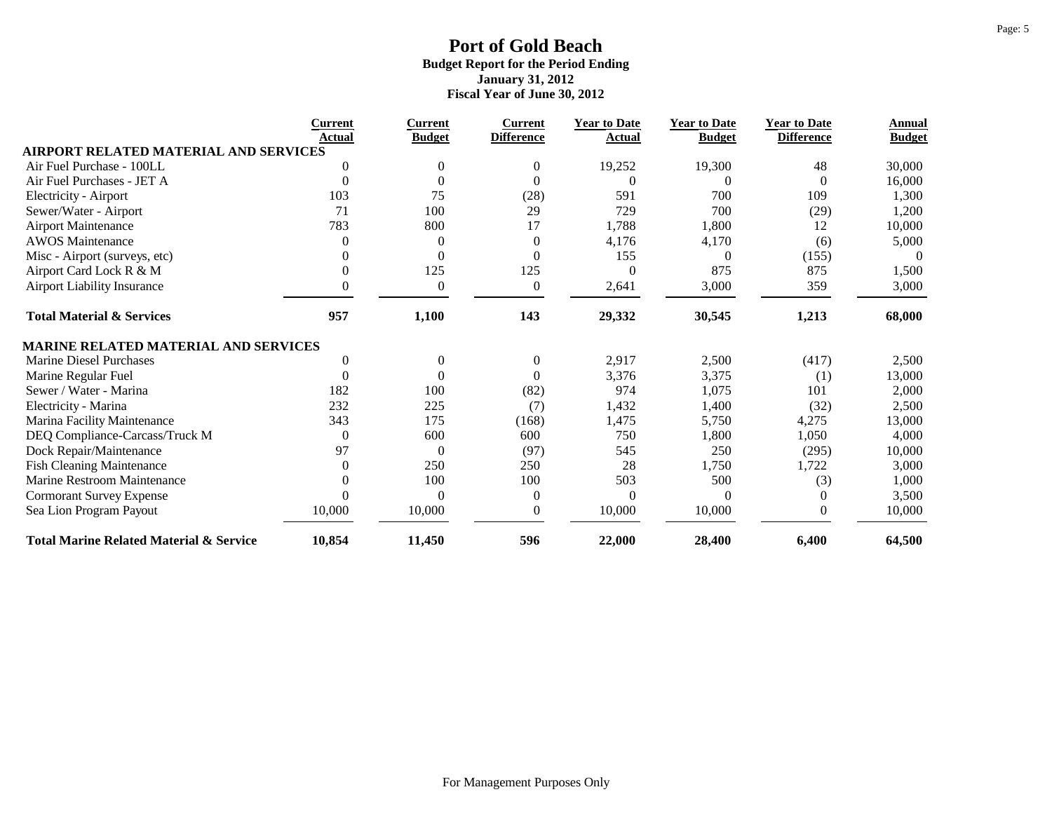# Port of Gold Beach

**Budget Report for the Period Ending**
**January 31, 2012**
**Fiscal Year of June 30, 2012**

| | Current Actual | Current Budget | Current Difference | Year to Date Actual | Year to Date Budget | Year to Date Difference | Annual Budget |
|---|---|---|---|---|---|---|---|
| **AIRPORT RELATED MATERIAL AND SERVICES** | | | | | | | |
| Air Fuel Purchase - 100LL | 0 | 0 | 0 | 19,252 | 19,300 | 48 | 30,000 |
| Air Fuel Purchases - JET A | 0 | 0 | 0 | 0 | 0 | 0 | 16,000 |
| Electricity - Airport | 103 | 75 | (28) | 591 | 700 | 109 | 1,300 |
| Sewer/Water - Airport | 71 | 100 | 29 | 729 | 700 | (29) | 1,200 |
| Airport Maintenance | 783 | 800 | 17 | 1,788 | 1,800 | 12 | 10,000 |
| AWOS Maintenance | 0 | 0 | 0 | 4,176 | 4,170 | (6) | 5,000 |
| Misc - Airport (surveys, etc) | 0 | 0 | 0 | 155 | 0 | (155) | 0 |
| Airport Card Lock R & M | 0 | 125 | 125 | 0 | 875 | 875 | 1,500 |
| Airport Liability Insurance | 0 | 0 | 0 | 2,641 | 3,000 | 359 | 3,000 |
| **Total Material & Services** | **957** | **1,100** | **143** | **29,332** | **30,545** | **1,213** | **68,000** |
| **MARINE RELATED MATERIAL AND SERVICES** | | | | | | | |
| Marine Diesel Purchases | 0 | 0 | 0 | 2,917 | 2,500 | (417) | 2,500 |
| Marine Regular Fuel | 0 | 0 | 0 | 3,376 | 3,375 | (1) | 13,000 |
| Sewer / Water - Marina | 182 | 100 | (82) | 974 | 1,075 | 101 | 2,000 |
| Electricity - Marina | 232 | 225 | (7) | 1,432 | 1,400 | (32) | 2,500 |
| Marina Facility Maintenance | 343 | 175 | (168) | 1,475 | 5,750 | 4,275 | 13,000 |
| DEQ Compliance-Carcass/Truck M | 0 | 600 | 600 | 750 | 1,800 | 1,050 | 4,000 |
| Dock Repair/Maintenance | 97 | 0 | (97) | 545 | 250 | (295) | 10,000 |
| Fish Cleaning Maintenance | 0 | 250 | 250 | 28 | 1,750 | 1,722 | 3,000 |
| Marine Restroom Maintenance | 0 | 100 | 100 | 503 | 500 | (3) | 1,000 |
| Cormorant Survey Expense | 0 | 0 | 0 | 0 | 0 | 0 | 3,500 |
| Sea Lion Program Payout | 10,000 | 10,000 | 0 | 10,000 | 10,000 | 0 | 10,000 |
| **Total Marine Related Material & Service** | **10,854** | **11,450** | **596** | **22,000** | **28,400** | **6,400** | **64,500** |

For Management Purposes Only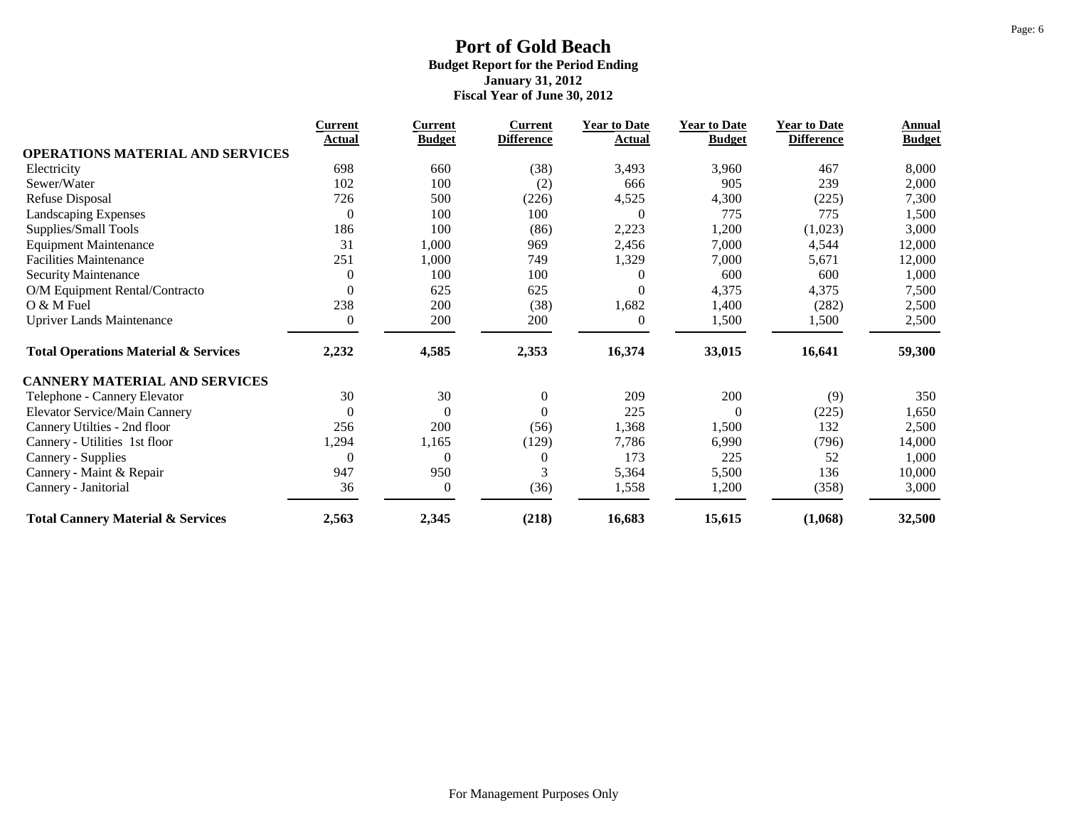# Port of Gold Beach

**Budget Report for the Period Ending**
**January 31, 2012**
**Fiscal Year of June 30, 2012**

| | Current Actual | Current Budget | Current Difference | Year to Date Actual | Year to Date Budget | Year to Date Difference | Annual Budget |
|---|---|---|---|---|---|---|---|
| **OPERATIONS MATERIAL AND SERVICES** | | | | | | | |
| Electricity | 698 | 660 | (38) | 3,493 | 3,960 | 467 | 8,000 |
| Sewer/Water | 102 | 100 | (2) | 666 | 905 | 239 | 2,000 |
| Refuse Disposal | 726 | 500 | (226) | 4,525 | 4,300 | (225) | 7,300 |
| Landscaping Expenses | 0 | 100 | 100 | 0 | 775 | 775 | 1,500 |
| Supplies/Small Tools | 186 | 100 | (86) | 2,223 | 1,200 | (1,023) | 3,000 |
| Equipment Maintenance | 31 | 1,000 | 969 | 2,456 | 7,000 | 4,544 | 12,000 |
| Facilities Maintenance | 251 | 1,000 | 749 | 1,329 | 7,000 | 5,671 | 12,000 |
| Security Maintenance | 0 | 100 | 100 | 0 | 600 | 600 | 1,000 |
| O/M Equipment Rental/Contracto | 0 | 625 | 625 | 0 | 4,375 | 4,375 | 7,500 |
| O & M Fuel | 238 | 200 | (38) | 1,682 | 1,400 | (282) | 2,500 |
| Upriver Lands Maintenance | 0 | 200 | 200 | 0 | 1,500 | 1,500 | 2,500 |
| **Total Operations Material & Services** | **2,232** | **4,585** | **2,353** | **16,374** | **33,015** | **16,641** | **59,300** |
| **CANNERY MATERIAL AND SERVICES** | | | | | | | |
| Telephone - Cannery Elevator | 30 | 30 | 0 | 209 | 200 | (9) | 350 |
| Elevator Service/Main Cannery | 0 | 0 | 0 | 225 | 0 | (225) | 1,650 |
| Cannery Utilties - 2nd floor | 256 | 200 | (56) | 1,368 | 1,500 | 132 | 2,500 |
| Cannery - Utilities 1st floor | 1,294 | 1,165 | (129) | 7,786 | 6,990 | (796) | 14,000 |
| Cannery - Supplies | 0 | 0 | 0 | 173 | 225 | 52 | 1,000 |
| Cannery - Maint & Repair | 947 | 950 | 3 | 5,364 | 5,500 | 136 | 10,000 |
| Cannery - Janitorial | 36 | 0 | (36) | 1,558 | 1,200 | (358) | 3,000 |
| **Total Cannery Material & Services** | **2,563** | **2,345** | **(218)** | **16,683** | **15,615** | **(1,068)** | **32,500** |

For Management Purposes Only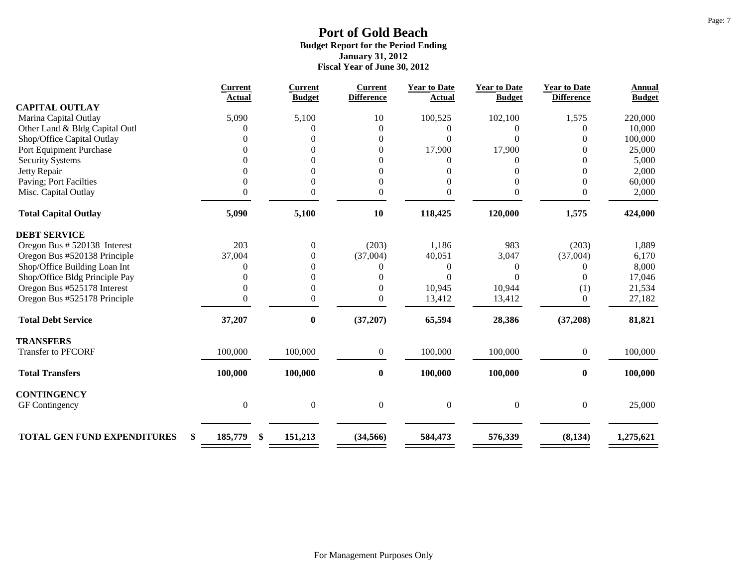# Port of Gold Beach

**Budget Report for the Period Ending**
**January 31, 2012**
**Fiscal Year of June 30, 2012**

| | Current Actual | Current Budget | Current Difference | Year to Date Actual | Year to Date Budget | Year to Date Difference | Annual Budget |
|---|---|---|---|---|---|---|---|
| **CAPITAL OUTLAY** | | | | | | | |
| Marina Capital Outlay | 5,090 | 5,100 | 10 | 100,525 | 102,100 | 1,575 | 220,000 |
| Other Land & Bldg Capital Outl | 0 | 0 | 0 | 0 | 0 | 0 | 10,000 |
| Shop/Office Capital Outlay | 0 | 0 | 0 | 0 | 0 | 0 | 100,000 |
| Port Equipment Purchase | 0 | 0 | 0 | 17,900 | 17,900 | 0 | 25,000 |
| Security Systems | 0 | 0 | 0 | 0 | 0 | 0 | 5,000 |
| Jetty Repair | 0 | 0 | 0 | 0 | 0 | 0 | 2,000 |
| Paving; Port Facilties | 0 | 0 | 0 | 0 | 0 | 0 | 60,000 |
| Misc. Capital Outlay | 0 | 0 | 0 | 0 | 0 | 0 | 2,000 |
| **Total Capital Outlay** | **5,090** | **5,100** | **10** | **118,425** | **120,000** | **1,575** | **424,000** |
| **DEBT SERVICE** | | | | | | | |
| Oregon Bus # 520138 Interest | 203 | 0 | (203) | 1,186 | 983 | (203) | 1,889 |
| Oregon Bus #520138 Principle | 37,004 | 0 | (37,004) | 40,051 | 3,047 | (37,004) | 6,170 |
| Shop/Office Building Loan Int | 0 | 0 | 0 | 0 | 0 | 0 | 8,000 |
| Shop/Office Bldg Principle Pay | 0 | 0 | 0 | 0 | 0 | 0 | 17,046 |
| Oregon Bus #525178 Interest | 0 | 0 | 0 | 10,945 | 10,944 | (1) | 21,534 |
| Oregon Bus #525178 Principle | 0 | 0 | 0 | 13,412 | 13,412 | 0 | 27,182 |
| **Total Debt Service** | **37,207** | **0** | **(37,207)** | **65,594** | **28,386** | **(37,208)** | **81,821** |
| **TRANSFERS** | | | | | | | |
| Transfer to PFCORF | 100,000 | 100,000 | 0 | 100,000 | 100,000 | 0 | 100,000 |
| **Total Transfers** | **100,000** | **100,000** | **0** | **100,000** | **100,000** | **0** | **100,000** |
| **CONTINGENCY** | | | | | | | |
| GF Contingency | 0 | 0 | 0 | 0 | 0 | 0 | 25,000 |
| **TOTAL GEN FUND EXPENDITURES** | **$ 185,779** | **$ 151,213** | **(34,566)** | **584,473** | **576,339** | **(8,134)** | **1,275,621** |

For Management Purposes Only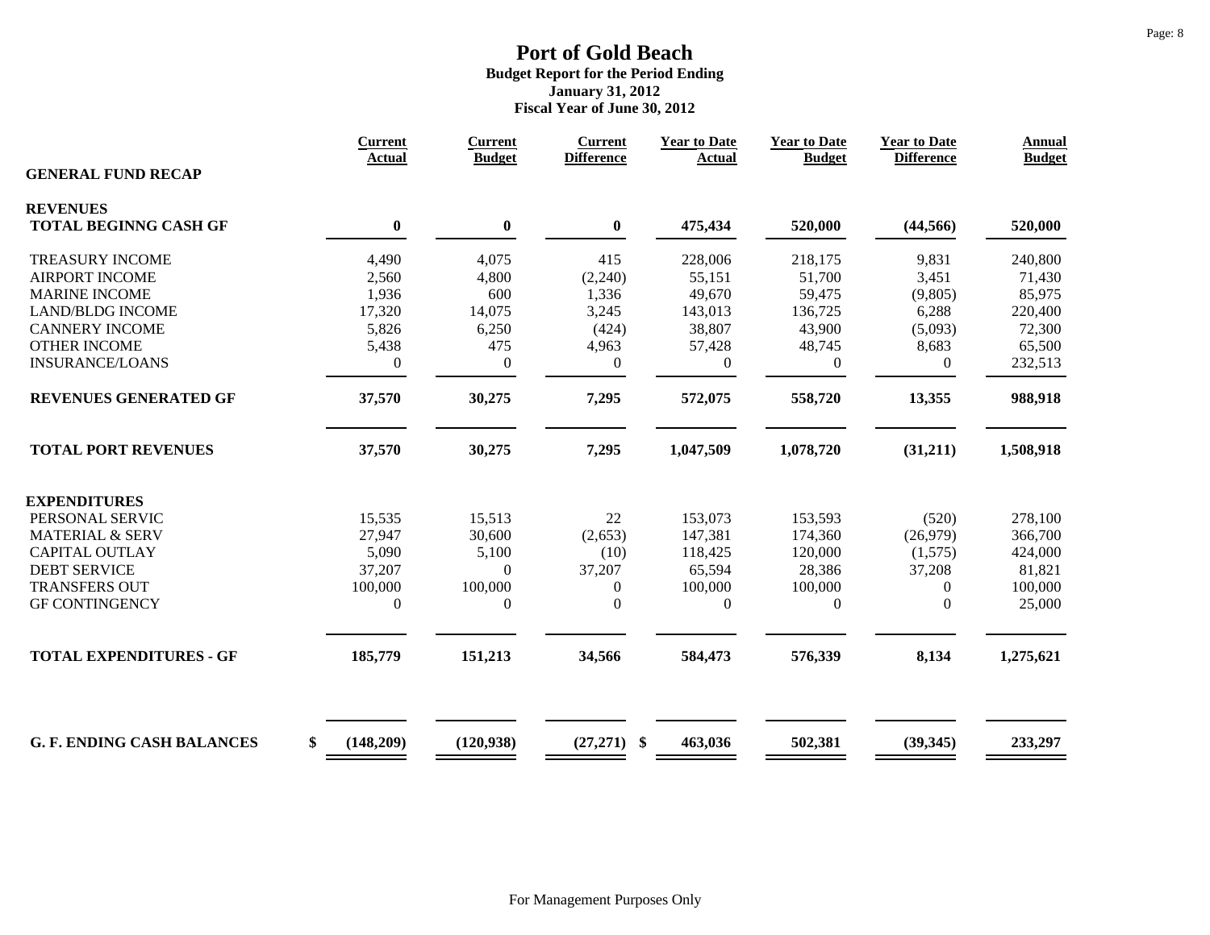# Port of Gold Beach

**Budget Report for the Period Ending**
**January 31, 2012**
**Fiscal Year of June 30, 2012**

| GENERAL FUND RECAP | Current Actual | Current Budget | Current Difference | Year to Date Actual | Year to Date Budget | Year to Date Difference | Annual Budget |
|---|---|---|---|---|---|---|---|
| **REVENUES** | | | | | | | |
| **TOTAL BEGINNG CASH GF** | **0** | **0** | **0** | **475,434** | **520,000** | **(44,566)** | **520,000** |
| TREASURY INCOME | 4,490 | 4,075 | 415 | 228,006 | 218,175 | 9,831 | 240,800 |
| AIRPORT INCOME | 2,560 | 4,800 | (2,240) | 55,151 | 51,700 | 3,451 | 71,430 |
| MARINE INCOME | 1,936 | 600 | 1,336 | 49,670 | 59,475 | (9,805) | 85,975 |
| LAND/BLDG INCOME | 17,320 | 14,075 | 3,245 | 143,013 | 136,725 | 6,288 | 220,400 |
| CANNERY INCOME | 5,826 | 6,250 | (424) | 38,807 | 43,900 | (5,093) | 72,300 |
| OTHER INCOME | 5,438 | 475 | 4,963 | 57,428 | 48,745 | 8,683 | 65,500 |
| INSURANCE/LOANS | 0 | 0 | 0 | 0 | 0 | 0 | 232,513 |
| **REVENUES GENERATED GF** | **37,570** | **30,275** | **7,295** | **572,075** | **558,720** | **13,355** | **988,918** |
| **TOTAL PORT REVENUES** | **37,570** | **30,275** | **7,295** | **1,047,509** | **1,078,720** | **(31,211)** | **1,508,918** |
| **EXPENDITURES** | | | | | | | |
| PERSONAL SERVIC | 15,535 | 15,513 | 22 | 153,073 | 153,593 | (520) | 278,100 |
| MATERIAL & SERV | 27,947 | 30,600 | (2,653) | 147,381 | 174,360 | (26,979) | 366,700 |
| CAPITAL OUTLAY | 5,090 | 5,100 | (10) | 118,425 | 120,000 | (1,575) | 424,000 |
| DEBT SERVICE | 37,207 | 0 | 37,207 | 65,594 | 28,386 | 37,208 | 81,821 |
| TRANSFERS OUT | 100,000 | 100,000 | 0 | 100,000 | 100,000 | 0 | 100,000 |
| GF CONTINGENCY | 0 | 0 | 0 | 0 | 0 | 0 | 25,000 |
| **TOTAL EXPENDITURES - GF** | **185,779** | **151,213** | **34,566** | **584,473** | **576,339** | **8,134** | **1,275,621** |
| **G. F. ENDING CASH BALANCES** | **$ (148,209)** | **(120,938)** | **(27,271)** | **$ 463,036** | **502,381** | **(39,345)** | **233,297** |

For Management Purposes Only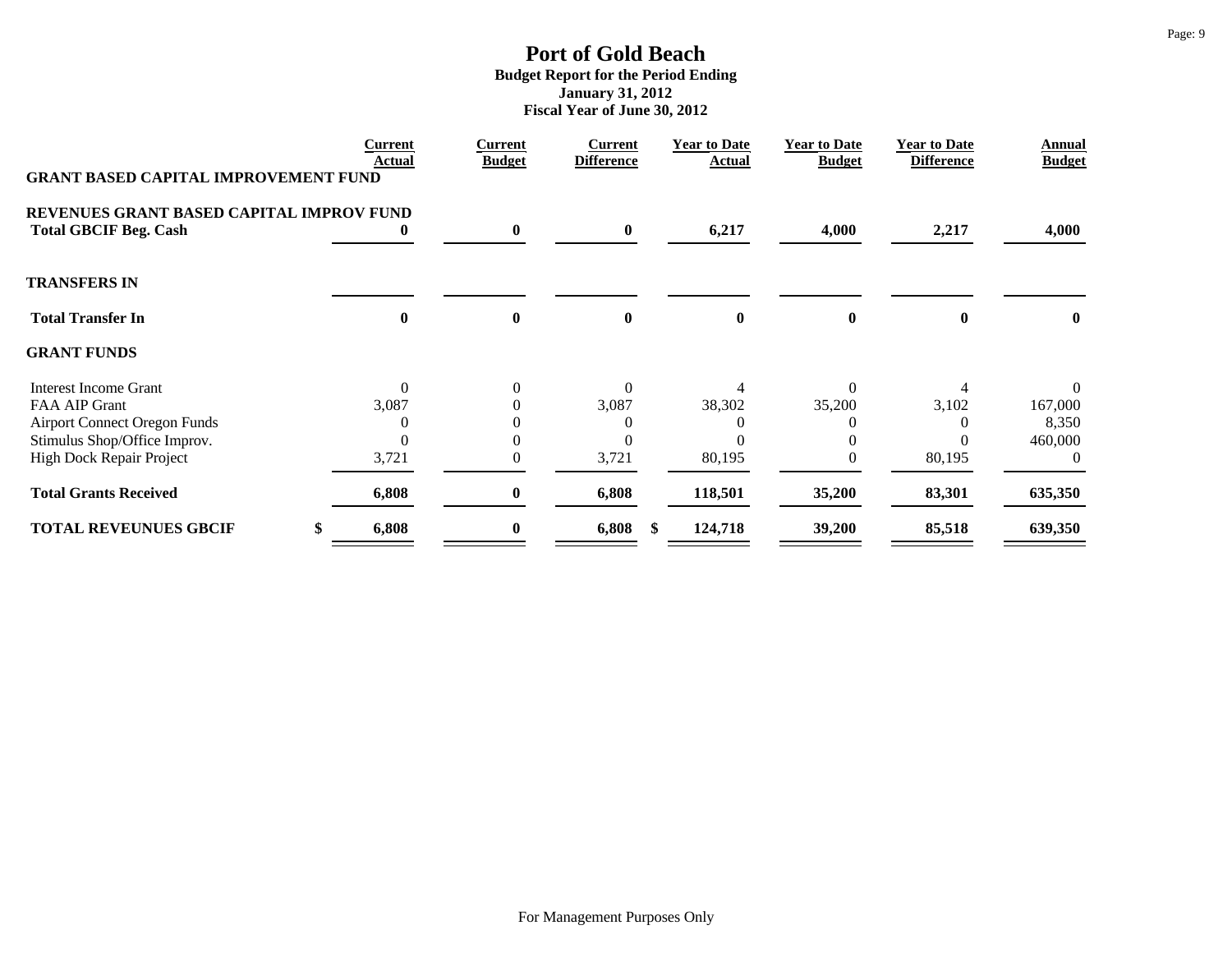# Port of Gold Beach

**Budget Report for the Period Ending**
**January 31, 2012**
**Fiscal Year of June 30, 2012**

| | Current Actual | Current Budget | Current Difference | Year to Date Actual | Year to Date Budget | Year to Date Difference | Annual Budget |
|---|---|---|---|---|---|---|---|
| **GRANT BASED CAPITAL IMPROVEMENT FUND** | | | | | | | |
| **REVENUES GRANT BASED CAPITAL IMPROV FUND** | | | | | | | |
| **Total GBCIF Beg. Cash** | **0** | **0** | **0** | **6,217** | **4,000** | **2,217** | **4,000** |
| **TRANSFERS IN** | | | | | | | |
| **Total Transfer In** | **0** | **0** | **0** | **0** | **0** | **0** | **0** |
| **GRANT FUNDS** | | | | | | | |
| Interest Income Grant | 0 | 0 | 0 | 4 | 0 | 4 | 0 |
| FAA AIP Grant | 3,087 | 0 | 3,087 | 38,302 | 35,200 | 3,102 | 167,000 |
| Airport Connect Oregon Funds | 0 | 0 | 0 | 0 | 0 | 0 | 8,350 |
| Stimulus Shop/Office Improv. | 0 | 0 | 0 | 0 | 0 | 0 | 460,000 |
| High Dock Repair Project | 3,721 | 0 | 3,721 | 80,195 | 0 | 80,195 | 0 |
| **Total Grants Received** | **6,808** | **0** | **6,808** | **118,501** | **35,200** | **83,301** | **635,350** |
| **TOTAL REVEUNUES GBCIF** | **$ 6,808** | **0** | **6,808** | **$ 124,718** | **39,200** | **85,518** | **639,350** |

For Management Purposes Only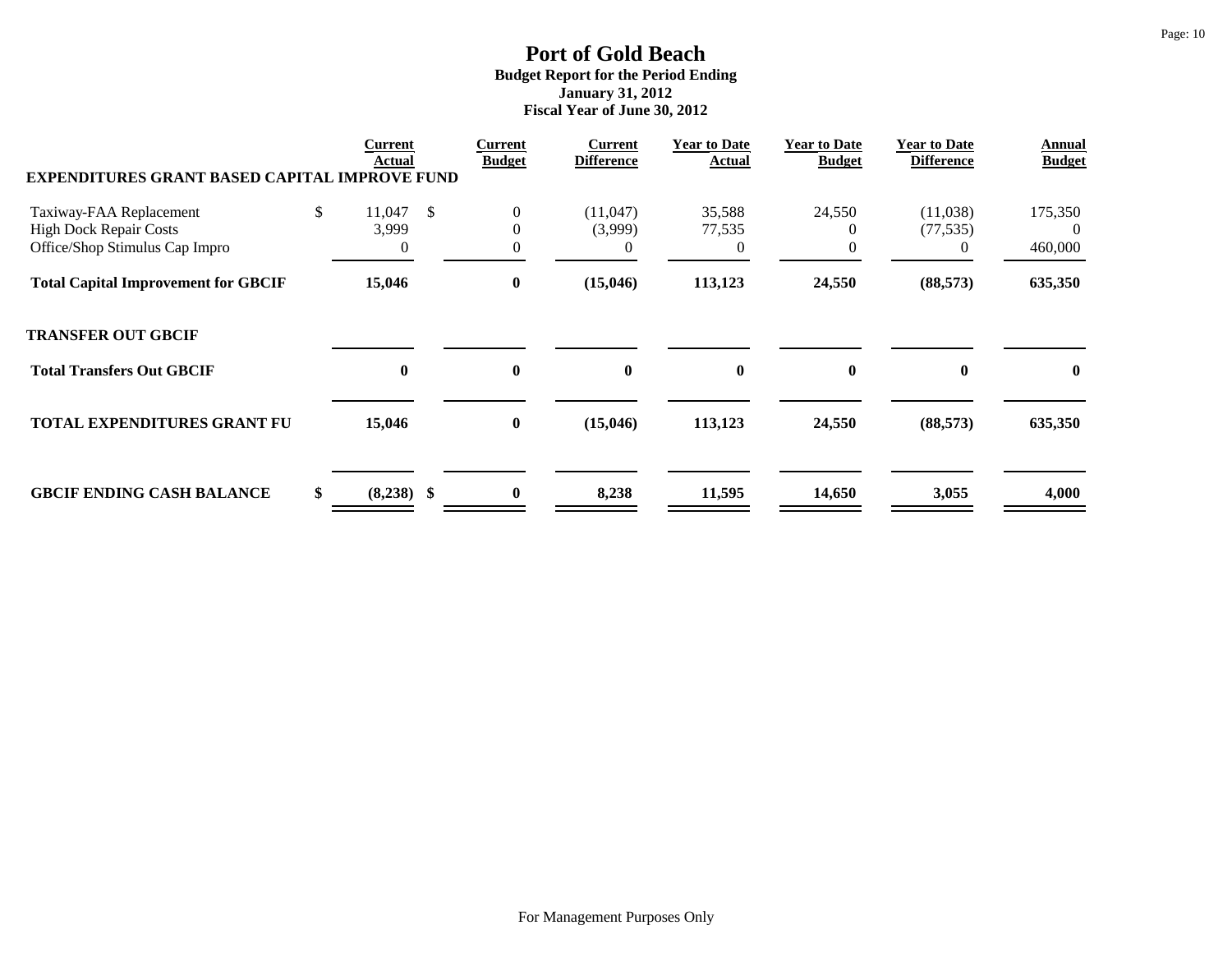# Port of Gold Beach

**Budget Report for the Period Ending**
**January 31, 2012**
**Fiscal Year of June 30, 2012**

| | Current Actual | Current Budget | Current Difference | Year to Date Actual | Year to Date Budget | Year to Date Difference | Annual Budget |
|---|---|---|---|---|---|---|---|
| **EXPENDITURES GRANT BASED CAPITAL IMPROVE FUND** | | | | | | | |
| Taxiway-FAA Replacement | $ 11,047 | $ 0 | (11,047) | 35,588 | 24,550 | (11,038) | 175,350 |
| High Dock Repair Costs | 3,999 | 0 | (3,999) | 77,535 | 0 | (77,535) | 0 |
| Office/Shop Stimulus Cap Impro | 0 | 0 | 0 | 0 | 0 | 0 | 460,000 |
| **Total Capital Improvement for GBCIF** | **15,046** | **0** | **(15,046)** | **113,123** | **24,550** | **(88,573)** | **635,350** |
| **TRANSFER OUT GBCIF** | | | | | | | |
| **Total Transfers Out GBCIF** | **0** | **0** | **0** | **0** | **0** | **0** | **0** |
| **TOTAL EXPENDITURES GRANT FU** | **15,046** | **0** | **(15,046)** | **113,123** | **24,550** | **(88,573)** | **635,350** |
| **GBCIF ENDING CASH BALANCE** | **$ (8,238)** | **$ 0** | **8,238** | **11,595** | **14,650** | **3,055** | **4,000** |

For Management Purposes Only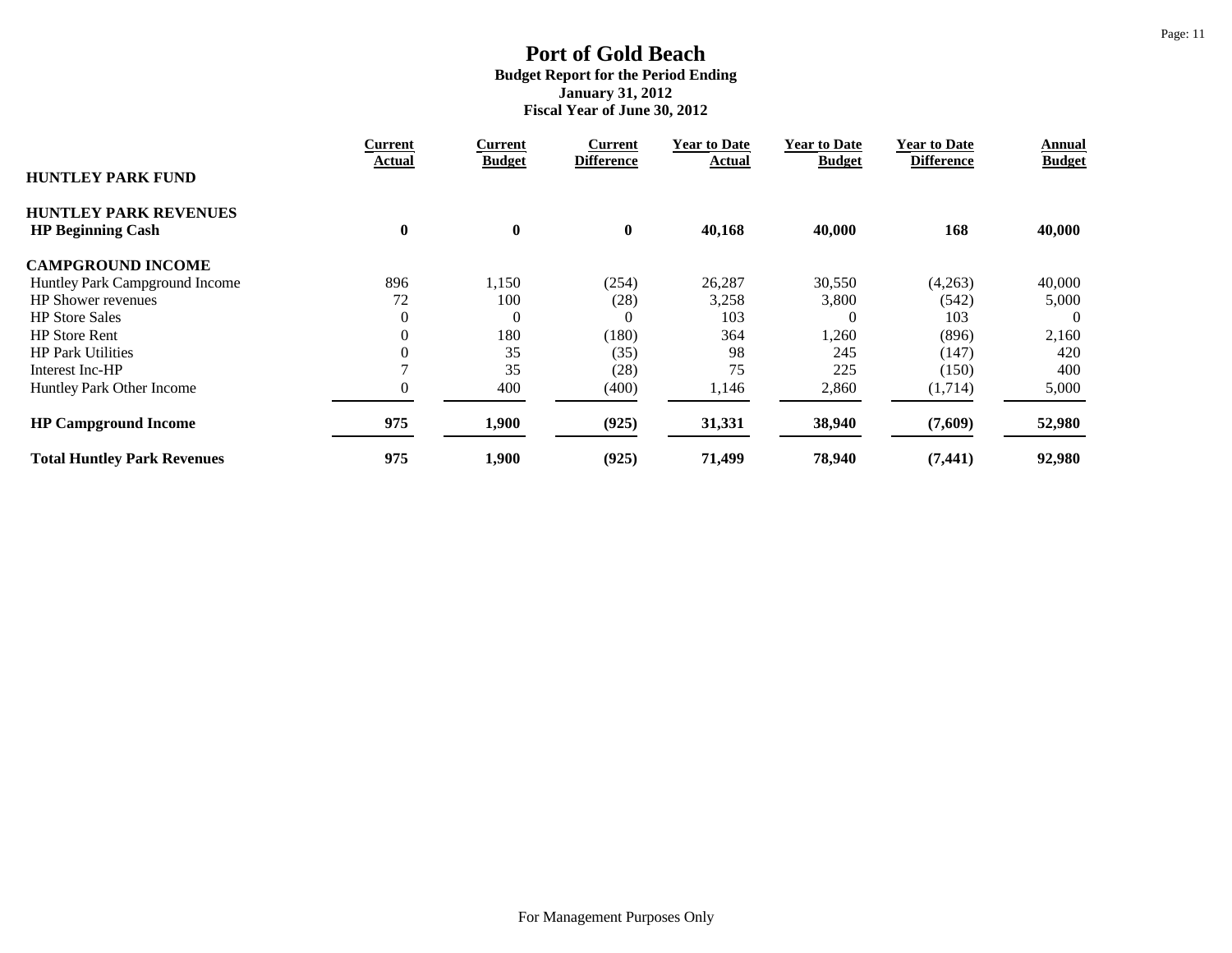# Port of Gold Beach

**Budget Report for the Period Ending**
**January 31, 2012**
**Fiscal Year of June 30, 2012**

| | Current Actual | Current Budget | Current Difference | Year to Date Actual | Year to Date Budget | Year to Date Difference | Annual Budget |
|---|---|---|---|---|---|---|---|
| **HUNTLEY PARK FUND** | | | | | | | |
| **HUNTLEY PARK REVENUES** | | | | | | | |
| **HP Beginning Cash** | **0** | **0** | **0** | **40,168** | **40,000** | **168** | **40,000** |
| **CAMPGROUND INCOME** | | | | | | | |
| Huntley Park Campground Income | 896 | 1,150 | (254) | 26,287 | 30,550 | (4,263) | 40,000 |
| HP Shower revenues | 72 | 100 | (28) | 3,258 | 3,800 | (542) | 5,000 |
| HP Store Sales | 0 | 0 | 0 | 103 | 0 | 103 | 0 |
| HP Store Rent | 0 | 180 | (180) | 364 | 1,260 | (896) | 2,160 |
| HP Park Utilities | 0 | 35 | (35) | 98 | 245 | (147) | 420 |
| Interest Inc-HP | 7 | 35 | (28) | 75 | 225 | (150) | 400 |
| Huntley Park Other Income | 0 | 400 | (400) | 1,146 | 2,860 | (1,714) | 5,000 |
| **HP Campground Income** | **975** | **1,900** | **(925)** | **31,331** | **38,940** | **(7,609)** | **52,980** |
| **Total Huntley Park Revenues** | **975** | **1,900** | **(925)** | **71,499** | **78,940** | **(7,441)** | **92,980** |

For Management Purposes Only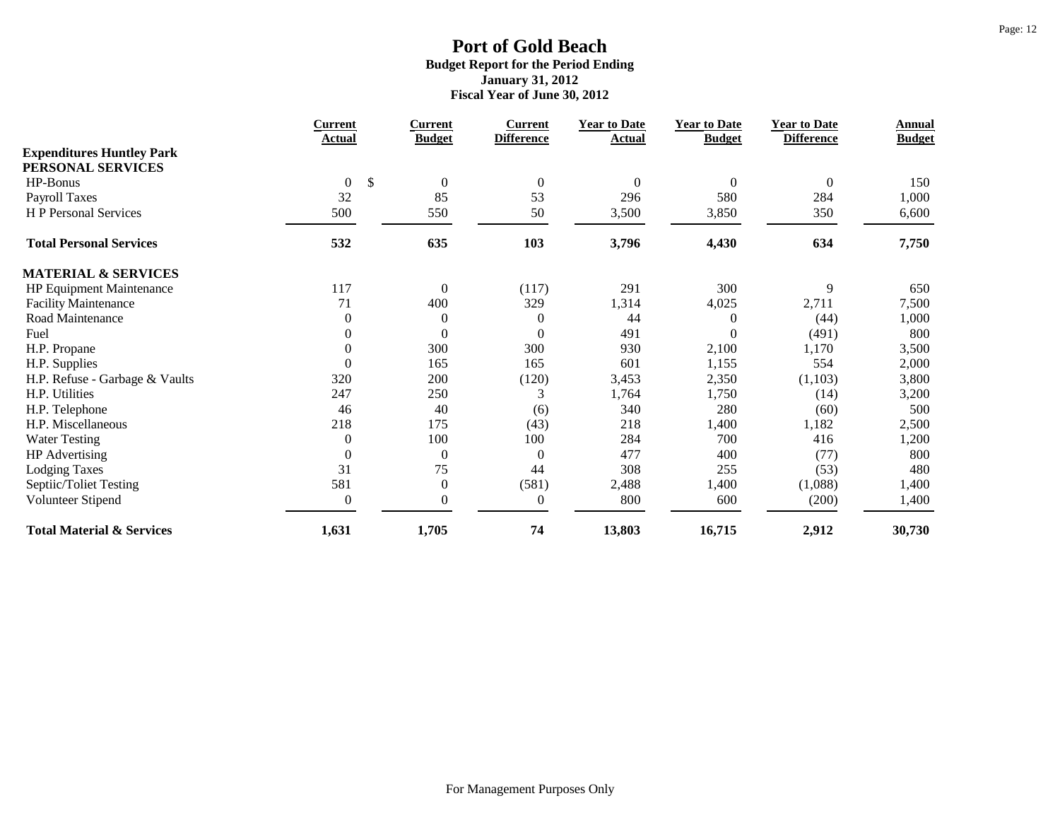# Port of Gold Beach

**Budget Report for the Period Ending**
**January 31, 2012**
**Fiscal Year of June 30, 2012**

| | Current Actual | Current Budget | Current Difference | Year to Date Actual | Year to Date Budget | Year to Date Difference | Annual Budget |
|---|---|---|---|---|---|---|---|
| **Expenditures Huntley Park** | | | | | | | |
| **PERSONAL SERVICES** | | | | | | | |
| HP-Bonus | 0 | $ 0 | 0 | 0 | 0 | 0 | 150 |
| Payroll Taxes | 32 | 85 | 53 | 296 | 580 | 284 | 1,000 |
| H P Personal Services | 500 | 550 | 50 | 3,500 | 3,850 | 350 | 6,600 |
| **Total Personal Services** | **532** | **635** | **103** | **3,796** | **4,430** | **634** | **7,750** |
| **MATERIAL & SERVICES** | | | | | | | |
| HP Equipment Maintenance | 117 | 0 | (117) | 291 | 300 | 9 | 650 |
| Facility Maintenance | 71 | 400 | 329 | 1,314 | 4,025 | 2,711 | 7,500 |
| Road Maintenance | 0 | 0 | 0 | 44 | 0 | (44) | 1,000 |
| Fuel | 0 | 0 | 0 | 491 | 0 | (491) | 800 |
| H.P. Propane | 0 | 300 | 300 | 930 | 2,100 | 1,170 | 3,500 |
| H.P. Supplies | 0 | 165 | 165 | 601 | 1,155 | 554 | 2,000 |
| H.P. Refuse - Garbage & Vaults | 320 | 200 | (120) | 3,453 | 2,350 | (1,103) | 3,800 |
| H.P. Utilities | 247 | 250 | 3 | 1,764 | 1,750 | (14) | 3,200 |
| H.P. Telephone | 46 | 40 | (6) | 340 | 280 | (60) | 500 |
| H.P. Miscellaneous | 218 | 175 | (43) | 218 | 1,400 | 1,182 | 2,500 |
| Water Testing | 0 | 100 | 100 | 284 | 700 | 416 | 1,200 |
| HP Advertising | 0 | 0 | 0 | 477 | 400 | (77) | 800 |
| Lodging Taxes | 31 | 75 | 44 | 308 | 255 | (53) | 480 |
| Septiic/Toliet Testing | 581 | 0 | (581) | 2,488 | 1,400 | (1,088) | 1,400 |
| Volunteer Stipend | 0 | 0 | 0 | 800 | 600 | (200) | 1,400 |
| **Total Material & Services** | **1,631** | **1,705** | **74** | **13,803** | **16,715** | **2,912** | **30,730** |

For Management Purposes Only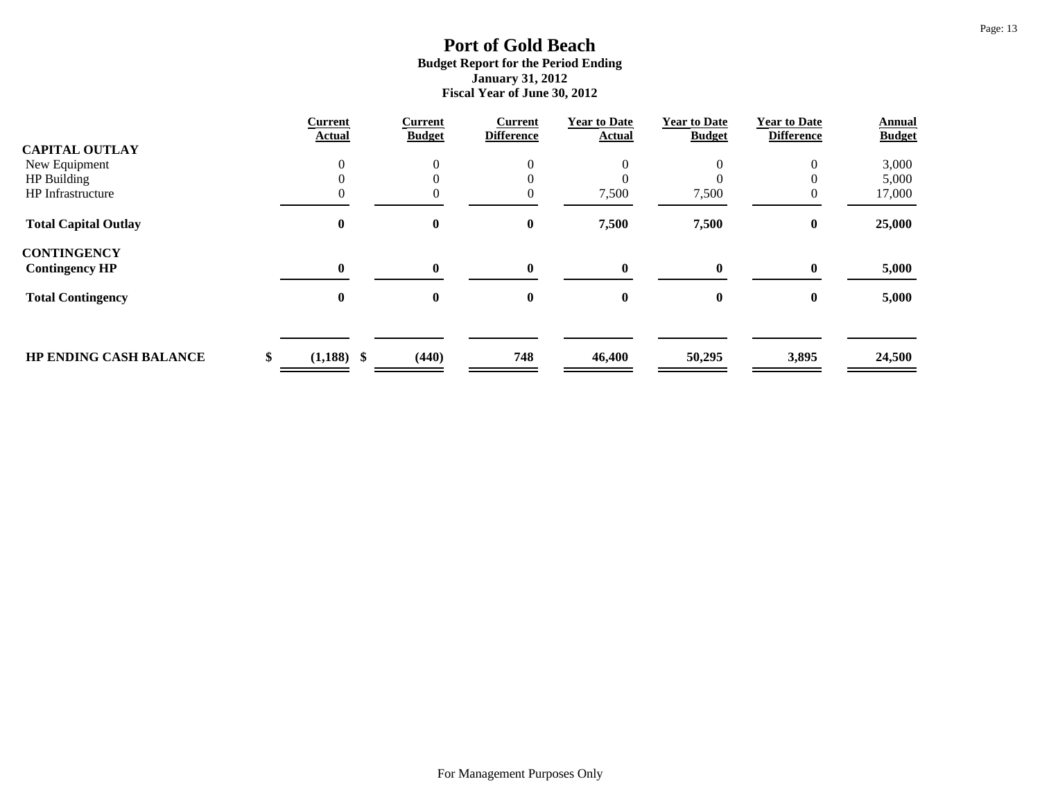# Port of Gold Beach

**Budget Report for the Period Ending**
**January 31, 2012**
**Fiscal Year of June 30, 2012**

| | Current Actual | Current Budget | Current Difference | Year to Date Actual | Year to Date Budget | Year to Date Difference | Annual Budget |
|---|---|---|---|---|---|---|---|
| **CAPITAL OUTLAY** | | | | | | | |
| New Equipment | 0 | 0 | 0 | 0 | 0 | 0 | 3,000 |
| HP Building | 0 | 0 | 0 | 0 | 0 | 0 | 5,000 |
| HP Infrastructure | 0 | 0 | 0 | 7,500 | 7,500 | 0 | 17,000 |
| **Total Capital Outlay** | **0** | **0** | **0** | **7,500** | **7,500** | **0** | **25,000** |
| **CONTINGENCY** | | | | | | | |
| **Contingency HP** | **0** | **0** | **0** | **0** | **0** | **0** | **5,000** |
| **Total Contingency** | **0** | **0** | **0** | **0** | **0** | **0** | **5,000** |
| **HP ENDING CASH BALANCE** | **$ (1,188)** | **$ (440)** | **748** | **46,400** | **50,295** | **3,895** | **24,500** |

For Management Purposes Only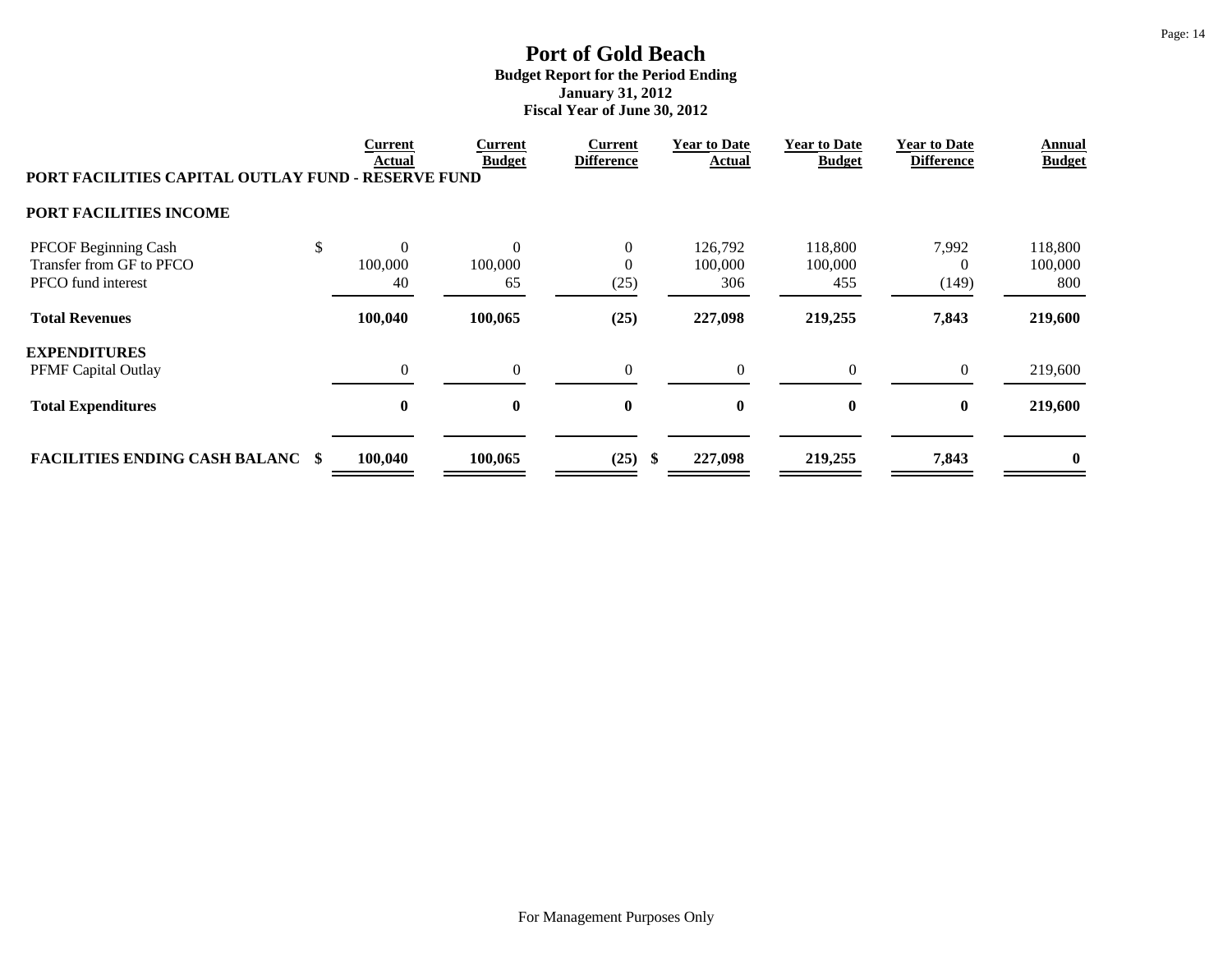# Port of Gold Beach

**Budget Report for the Period Ending**
**January 31, 2012**
**Fiscal Year of June 30, 2012**

| | Current Actual | Current Budget | Current Difference | Year to Date Actual | Year to Date Budget | Year to Date Difference | Annual Budget |
|---|---|---|---|---|---|---|---|
| **PORT FACILITIES CAPITAL OUTLAY FUND - RESERVE FUND** | | | | | | | |
| **PORT FACILITIES INCOME** | | | | | | | |
| PFCOF Beginning Cash | $ 0 | 0 | 0 | 126,792 | 118,800 | 7,992 | 118,800 |
| Transfer from GF to PFCO | 100,000 | 100,000 | 0 | 100,000 | 100,000 | 0 | 100,000 |
| PFCO fund interest | 40 | 65 | (25) | 306 | 455 | (149) | 800 |
| **Total Revenues** | **100,040** | **100,065** | **(25)** | **227,098** | **219,255** | **7,843** | **219,600** |
| **EXPENDITURES** | | | | | | | |
| PFMF Capital Outlay | 0 | 0 | 0 | 0 | 0 | 0 | 219,600 |
| **Total Expenditures** | **0** | **0** | **0** | **0** | **0** | **0** | **219,600** |
| **FACILITIES ENDING CASH BALANC** | **$ 100,040** | **100,065** | **(25)** | **$ 227,098** | **219,255** | **7,843** | **0** |

For Management Purposes Only